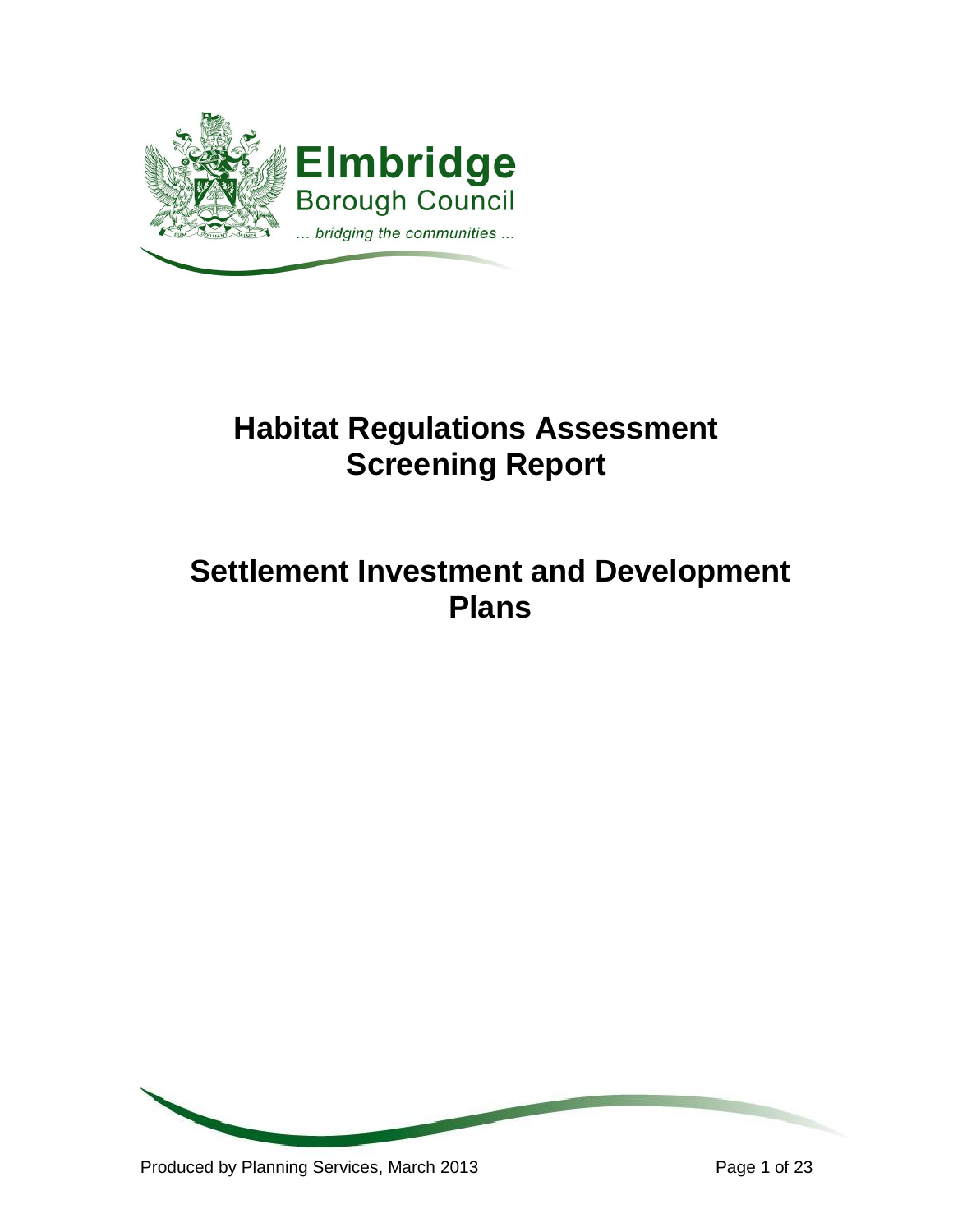Elmbridge
Borough Council
*... bridging the communities ...*

# Habitat Regulations Assessment Screening Report

# Settlement Investment and Development Plans

Produced by Planning Services, March 2013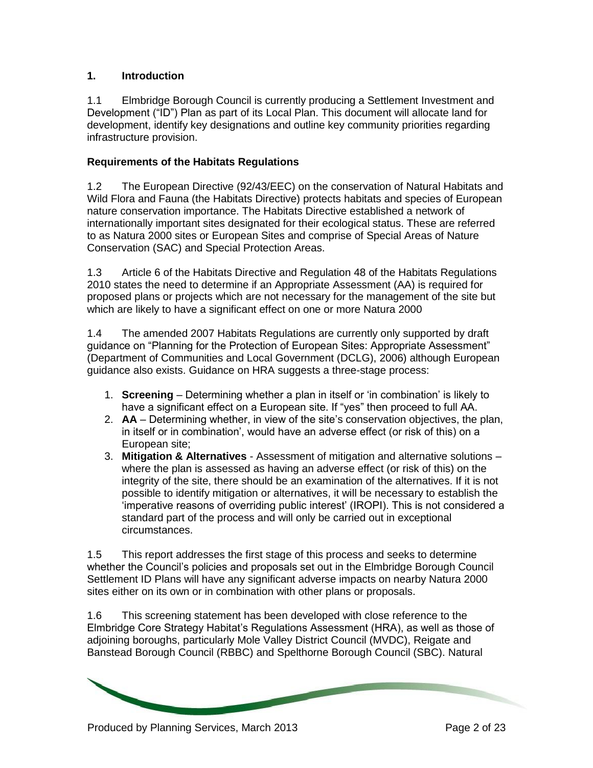## 1. Introduction

1.1 Elmbridge Borough Council is currently producing a Settlement Investment and Development ("ID") Plan as part of its Local Plan. This document will allocate land for development, identify key designations and outline key community priorities regarding infrastructure provision.

### Requirements of the Habitats Regulations

1.2 The European Directive (92/43/EEC) on the conservation of Natural Habitats and Wild Flora and Fauna (the Habitats Directive) protects habitats and species of European nature conservation importance. The Habitats Directive established a network of internationally important sites designated for their ecological status. These are referred to as Natura 2000 sites or European Sites and comprise of Special Areas of Nature Conservation (SAC) and Special Protection Areas.

1.3 Article 6 of the Habitats Directive and Regulation 48 of the Habitats Regulations 2010 states the need to determine if an Appropriate Assessment (AA) is required for proposed plans or projects which are not necessary for the management of the site but which are likely to have a significant effect on one or more Natura 2000

1.4 The amended 2007 Habitats Regulations are currently only supported by draft guidance on "Planning for the Protection of European Sites: Appropriate Assessment" (Department of Communities and Local Government (DCLG), 2006) although European guidance also exists. Guidance on HRA suggests a three-stage process:

1. **Screening** – Determining whether a plan in itself or 'in combination' is likely to have a significant effect on a European site. If "yes" then proceed to full AA.
2. **AA** – Determining whether, in view of the site's conservation objectives, the plan, in itself or in combination', would have an adverse effect (or risk of this) on a European site;
3. **Mitigation & Alternatives** - Assessment of mitigation and alternative solutions – where the plan is assessed as having an adverse effect (or risk of this) on the integrity of the site, there should be an examination of the alternatives. If it is not possible to identify mitigation or alternatives, it will be necessary to establish the 'imperative reasons of overriding public interest' (IROPI). This is not considered a standard part of the process and will only be carried out in exceptional circumstances.

1.5 This report addresses the first stage of this process and seeks to determine whether the Council's policies and proposals set out in the Elmbridge Borough Council Settlement ID Plans will have any significant adverse impacts on nearby Natura 2000 sites either on its own or in combination with other plans or proposals.

1.6 This screening statement has been developed with close reference to the Elmbridge Core Strategy Habitat's Regulations Assessment (HRA), as well as those of adjoining boroughs, particularly Mole Valley District Council (MVDC), Reigate and Banstead Borough Council (RBBC) and Spelthorne Borough Council (SBC). Natural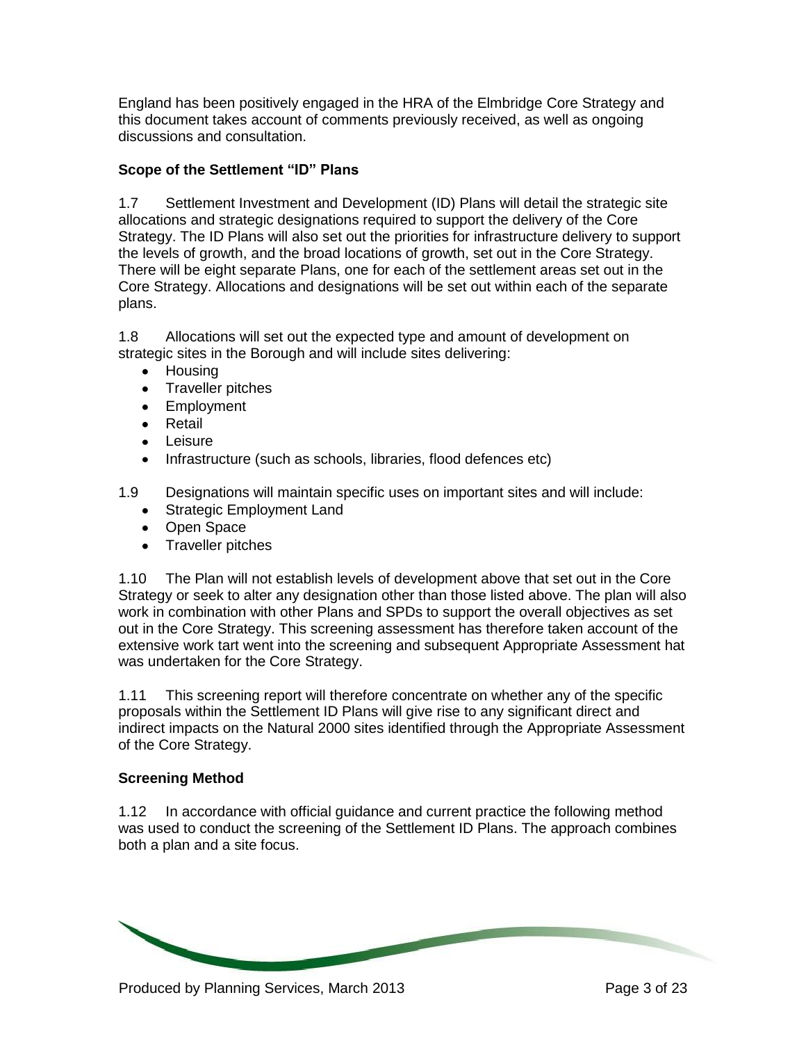England has been positively engaged in the HRA of the Elmbridge Core Strategy and this document takes account of comments previously received, as well as ongoing discussions and consultation.

**Scope of the Settlement "ID" Plans**

1.7 Settlement Investment and Development (ID) Plans will detail the strategic site allocations and strategic designations required to support the delivery of the Core Strategy. The ID Plans will also set out the priorities for infrastructure delivery to support the levels of growth, and the broad locations of growth, set out in the Core Strategy. There will be eight separate Plans, one for each of the settlement areas set out in the Core Strategy. Allocations and designations will be set out within each of the separate plans.

1.8 Allocations will set out the expected type and amount of development on strategic sites in the Borough and will include sites delivering:

- Housing
- Traveller pitches
- Employment
- Retail
- Leisure
- Infrastructure (such as schools, libraries, flood defences etc)

1.9 Designations will maintain specific uses on important sites and will include:

- Strategic Employment Land
- Open Space
- Traveller pitches

1.10 The Plan will not establish levels of development above that set out in the Core Strategy or seek to alter any designation other than those listed above. The plan will also work in combination with other Plans and SPDs to support the overall objectives as set out in the Core Strategy. This screening assessment has therefore taken account of the extensive work tart went into the screening and subsequent Appropriate Assessment hat was undertaken for the Core Strategy.

1.11 This screening report will therefore concentrate on whether any of the specific proposals within the Settlement ID Plans will give rise to any significant direct and indirect impacts on the Natural 2000 sites identified through the Appropriate Assessment of the Core Strategy.

**Screening Method**

1.12 In accordance with official guidance and current practice the following method was used to conduct the screening of the Settlement ID Plans. The approach combines both a plan and a site focus.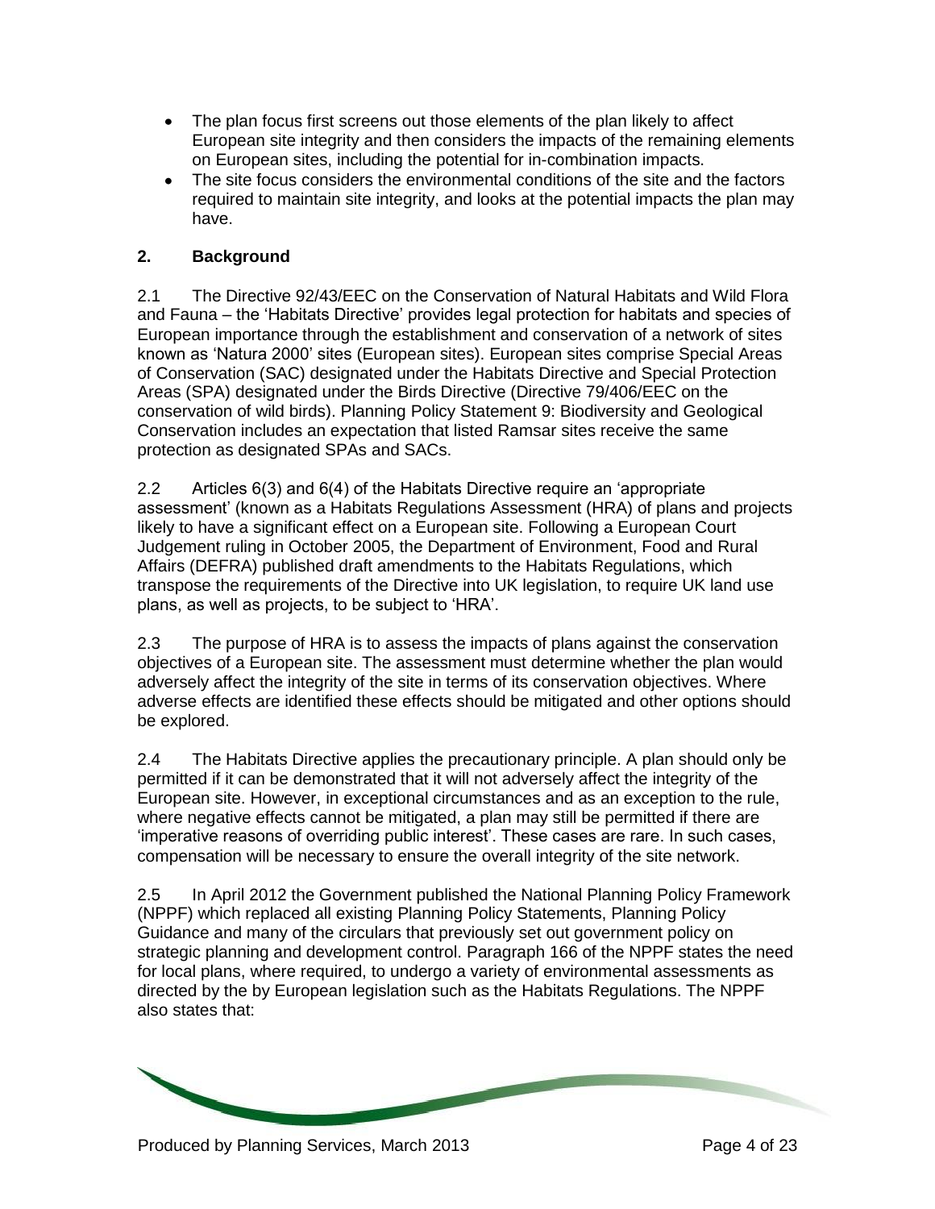- The plan focus first screens out those elements of the plan likely to affect European site integrity and then considers the impacts of the remaining elements on European sites, including the potential for in-combination impacts.
- The site focus considers the environmental conditions of the site and the factors required to maintain site integrity, and looks at the potential impacts the plan may have.

## 2. Background

2.1 The Directive 92/43/EEC on the Conservation of Natural Habitats and Wild Flora and Fauna – the 'Habitats Directive' provides legal protection for habitats and species of European importance through the establishment and conservation of a network of sites known as 'Natura 2000' sites (European sites). European sites comprise Special Areas of Conservation (SAC) designated under the Habitats Directive and Special Protection Areas (SPA) designated under the Birds Directive (Directive 79/406/EEC on the conservation of wild birds). Planning Policy Statement 9: Biodiversity and Geological Conservation includes an expectation that listed Ramsar sites receive the same protection as designated SPAs and SACs.

2.2 Articles 6(3) and 6(4) of the Habitats Directive require an 'appropriate assessment' (known as a Habitats Regulations Assessment (HRA) of plans and projects likely to have a significant effect on a European site. Following a European Court Judgement ruling in October 2005, the Department of Environment, Food and Rural Affairs (DEFRA) published draft amendments to the Habitats Regulations, which transpose the requirements of the Directive into UK legislation, to require UK land use plans, as well as projects, to be subject to 'HRA'.

2.3 The purpose of HRA is to assess the impacts of plans against the conservation objectives of a European site. The assessment must determine whether the plan would adversely affect the integrity of the site in terms of its conservation objectives. Where adverse effects are identified these effects should be mitigated and other options should be explored.

2.4 The Habitats Directive applies the precautionary principle. A plan should only be permitted if it can be demonstrated that it will not adversely affect the integrity of the European site. However, in exceptional circumstances and as an exception to the rule, where negative effects cannot be mitigated, a plan may still be permitted if there are 'imperative reasons of overriding public interest'. These cases are rare. In such cases, compensation will be necessary to ensure the overall integrity of the site network.

2.5 In April 2012 the Government published the National Planning Policy Framework (NPPF) which replaced all existing Planning Policy Statements, Planning Policy Guidance and many of the circulars that previously set out government policy on strategic planning and development control. Paragraph 166 of the NPPF states the need for local plans, where required, to undergo a variety of environmental assessments as directed by the by European legislation such as the Habitats Regulations. The NPPF also states that: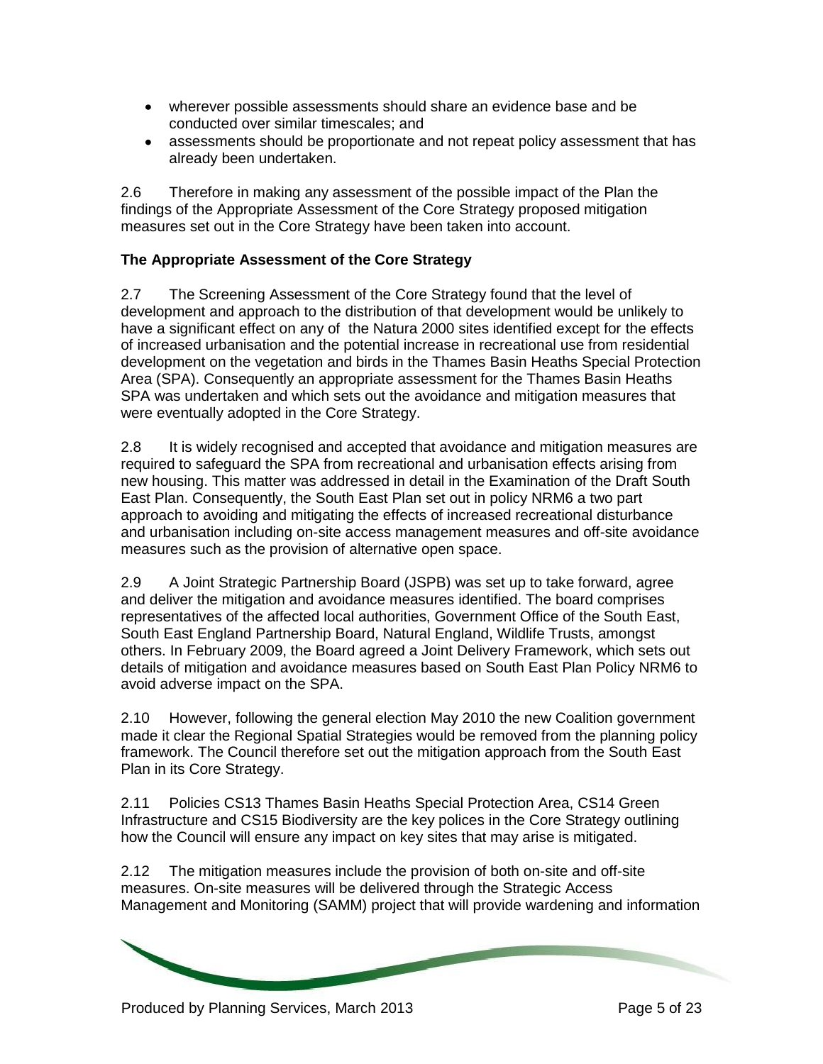- wherever possible assessments should share an evidence base and be conducted over similar timescales; and
- assessments should be proportionate and not repeat policy assessment that has already been undertaken.

2.6 Therefore in making any assessment of the possible impact of the Plan the findings of the Appropriate Assessment of the Core Strategy proposed mitigation measures set out in the Core Strategy have been taken into account.

**The Appropriate Assessment of the Core Strategy**

2.7 The Screening Assessment of the Core Strategy found that the level of development and approach to the distribution of that development would be unlikely to have a significant effect on any of the Natura 2000 sites identified except for the effects of increased urbanisation and the potential increase in recreational use from residential development on the vegetation and birds in the Thames Basin Heaths Special Protection Area (SPA). Consequently an appropriate assessment for the Thames Basin Heaths SPA was undertaken and which sets out the avoidance and mitigation measures that were eventually adopted in the Core Strategy.

2.8 It is widely recognised and accepted that avoidance and mitigation measures are required to safeguard the SPA from recreational and urbanisation effects arising from new housing. This matter was addressed in detail in the Examination of the Draft South East Plan. Consequently, the South East Plan set out in policy NRM6 a two part approach to avoiding and mitigating the effects of increased recreational disturbance and urbanisation including on-site access management measures and off-site avoidance measures such as the provision of alternative open space.

2.9 A Joint Strategic Partnership Board (JSPB) was set up to take forward, agree and deliver the mitigation and avoidance measures identified. The board comprises representatives of the affected local authorities, Government Office of the South East, South East England Partnership Board, Natural England, Wildlife Trusts, amongst others. In February 2009, the Board agreed a Joint Delivery Framework, which sets out details of mitigation and avoidance measures based on South East Plan Policy NRM6 to avoid adverse impact on the SPA.

2.10 However, following the general election May 2010 the new Coalition government made it clear the Regional Spatial Strategies would be removed from the planning policy framework. The Council therefore set out the mitigation approach from the South East Plan in its Core Strategy.

2.11 Policies CS13 Thames Basin Heaths Special Protection Area, CS14 Green Infrastructure and CS15 Biodiversity are the key polices in the Core Strategy outlining how the Council will ensure any impact on key sites that may arise is mitigated.

2.12 The mitigation measures include the provision of both on-site and off-site measures. On-site measures will be delivered through the Strategic Access Management and Monitoring (SAMM) project that will provide wardening and information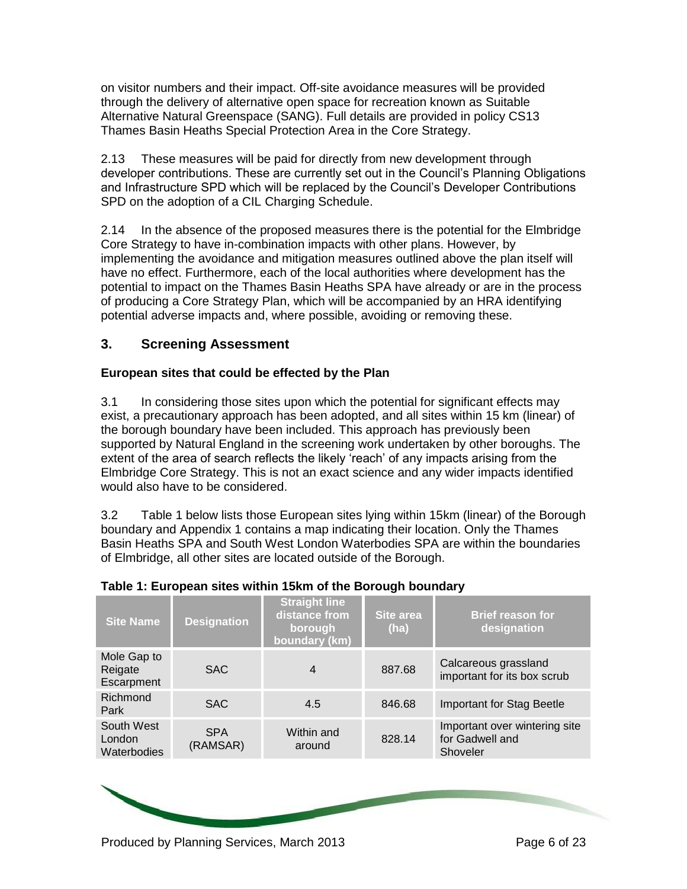on visitor numbers and their impact. Off-site avoidance measures will be provided through the delivery of alternative open space for recreation known as Suitable Alternative Natural Greenspace (SANG). Full details are provided in policy CS13 Thames Basin Heaths Special Protection Area in the Core Strategy.

2.13 These measures will be paid for directly from new development through developer contributions. These are currently set out in the Council's Planning Obligations and Infrastructure SPD which will be replaced by the Council's Developer Contributions SPD on the adoption of a CIL Charging Schedule.

2.14 In the absence of the proposed measures there is the potential for the Elmbridge Core Strategy to have in-combination impacts with other plans. However, by implementing the avoidance and mitigation measures outlined above the plan itself will have no effect. Furthermore, each of the local authorities where development has the potential to impact on the Thames Basin Heaths SPA have already or are in the process of producing a Core Strategy Plan, which will be accompanied by an HRA identifying potential adverse impacts and, where possible, avoiding or removing these.

## 3. Screening Assessment

### European sites that could be effected by the Plan

3.1 In considering those sites upon which the potential for significant effects may exist, a precautionary approach has been adopted, and all sites within 15 km (linear) of the borough boundary have been included. This approach has previously been supported by Natural England in the screening work undertaken by other boroughs. The extent of the area of search reflects the likely 'reach' of any impacts arising from the Elmbridge Core Strategy. This is not an exact science and any wider impacts identified would also have to be considered.

3.2 Table 1 below lists those European sites lying within 15km (linear) of the Borough boundary and Appendix 1 contains a map indicating their location. Only the Thames Basin Heaths SPA and South West London Waterbodies SPA are within the boundaries of Elmbridge, all other sites are located outside of the Borough.

**Table 1: European sites within 15km of the Borough boundary**

| Site Name | Designation | Straight line distance from borough boundary (km) | Site area (ha) | Brief reason for designation |
|---|---|---|---|---|
| Mole Gap to Reigate Escarpment | SAC | 4 | 887.68 | Calcareous grassland important for its box scrub |
| Richmond Park | SAC | 4.5 | 846.68 | Important for Stag Beetle |
| South West London Waterbodies | SPA (RAMSAR) | Within and around | 828.14 | Important over wintering site for Gadwell and Shoveler |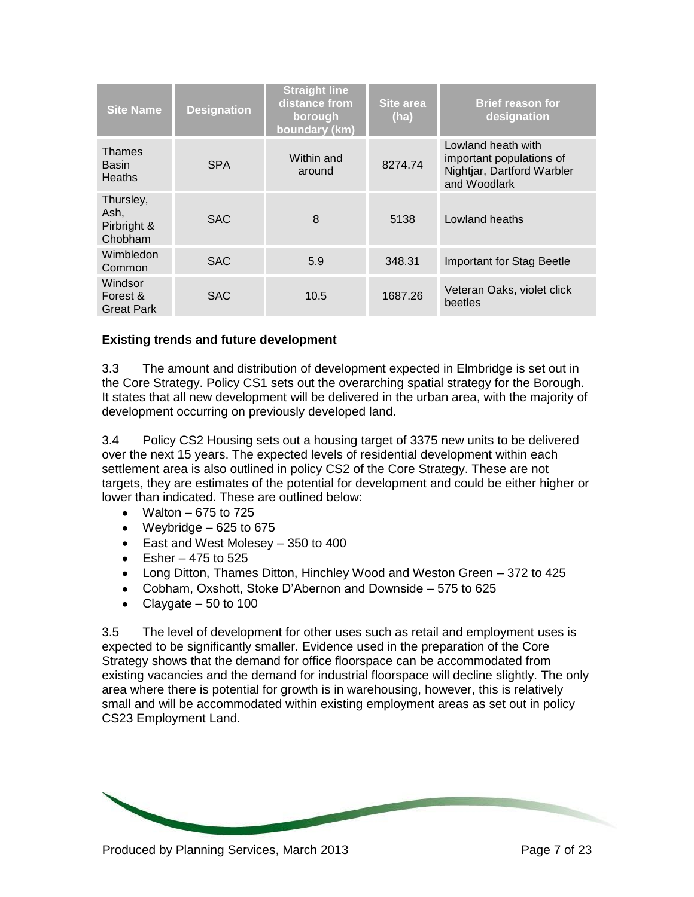| Site Name | Designation | Straight line distance from borough boundary (km) | Site area (ha) | Brief reason for designation |
|---|---|---|---|---|
| Thames Basin Heaths | SPA | Within and around | 8274.74 | Lowland heath with important populations of Nightjar, Dartford Warbler and Woodlark |
| Thursley, Ash, Pirbright & Chobham | SAC | 8 | 5138 | Lowland heaths |
| Wimbledon Common | SAC | 5.9 | 348.31 | Important for Stag Beetle |
| Windsor Forest & Great Park | SAC | 10.5 | 1687.26 | Veteran Oaks, violet click beetles |

**Existing trends and future development**

3.3 The amount and distribution of development expected in Elmbridge is set out in the Core Strategy. Policy CS1 sets out the overarching spatial strategy for the Borough. It states that all new development will be delivered in the urban area, with the majority of development occurring on previously developed land.

3.4 Policy CS2 Housing sets out a housing target of 3375 new units to be delivered over the next 15 years. The expected levels of residential development within each settlement area is also outlined in policy CS2 of the Core Strategy. These are not targets, they are estimates of the potential for development and could be either higher or lower than indicated. These are outlined below:

- Walton – 675 to 725
- Weybridge – 625 to 675
- East and West Molesey – 350 to 400
- Esher – 475 to 525
- Long Ditton, Thames Ditton, Hinchley Wood and Weston Green – 372 to 425
- Cobham, Oxshott, Stoke D'Abernon and Downside – 575 to 625
- Claygate – 50 to 100

3.5 The level of development for other uses such as retail and employment uses is expected to be significantly smaller. Evidence used in the preparation of the Core Strategy shows that the demand for office floorspace can be accommodated from existing vacancies and the demand for industrial floorspace will decline slightly. The only area where there is potential for growth is in warehousing, however, this is relatively small and will be accommodated within existing employment areas as set out in policy CS23 Employment Land.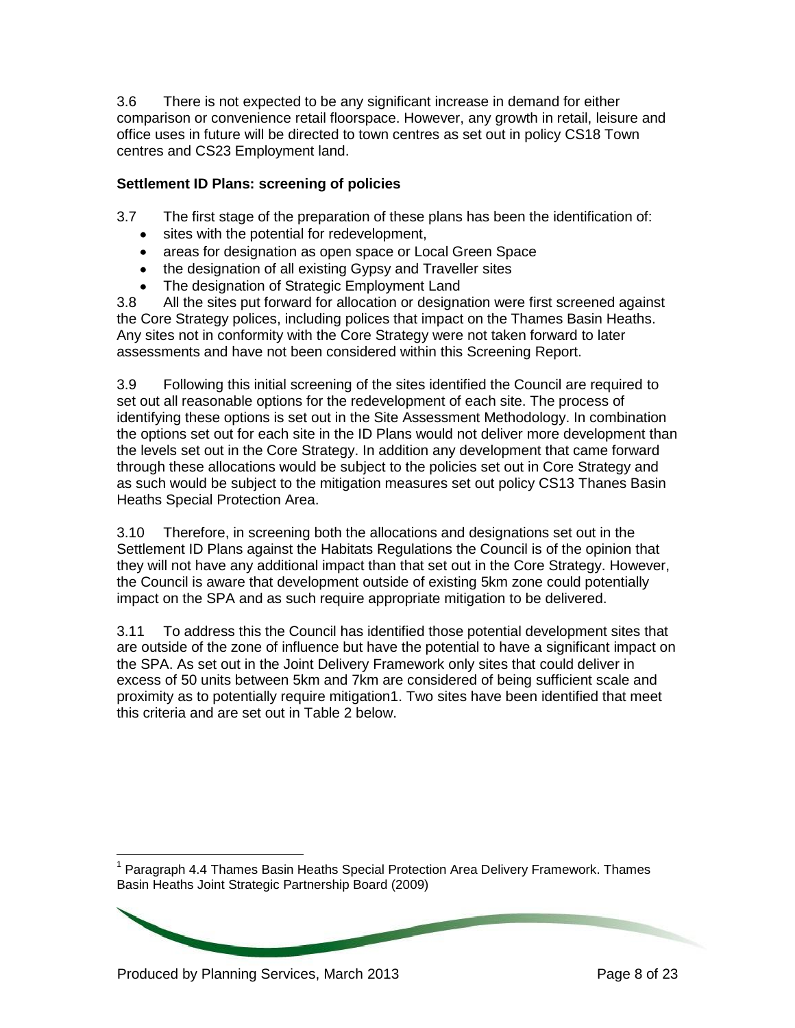3.6 There is not expected to be any significant increase in demand for either comparison or convenience retail floorspace. However, any growth in retail, leisure and office uses in future will be directed to town centres as set out in policy CS18 Town centres and CS23 Employment land.

**Settlement ID Plans: screening of policies**

3.7 The first stage of the preparation of these plans has been the identification of:

- sites with the potential for redevelopment,
- areas for designation as open space or Local Green Space
- the designation of all existing Gypsy and Traveller sites
- The designation of Strategic Employment Land

3.8 All the sites put forward for allocation or designation were first screened against the Core Strategy polices, including polices that impact on the Thames Basin Heaths. Any sites not in conformity with the Core Strategy were not taken forward to later assessments and have not been considered within this Screening Report.

3.9 Following this initial screening of the sites identified the Council are required to set out all reasonable options for the redevelopment of each site. The process of identifying these options is set out in the Site Assessment Methodology. In combination the options set out for each site in the ID Plans would not deliver more development than the levels set out in the Core Strategy. In addition any development that came forward through these allocations would be subject to the policies set out in Core Strategy and as such would be subject to the mitigation measures set out policy CS13 Thanes Basin Heaths Special Protection Area.

3.10 Therefore, in screening both the allocations and designations set out in the Settlement ID Plans against the Habitats Regulations the Council is of the opinion that they will not have any additional impact than that set out in the Core Strategy. However, the Council is aware that development outside of existing 5km zone could potentially impact on the SPA and as such require appropriate mitigation to be delivered.

3.11 To address this the Council has identified those potential development sites that are outside of the zone of influence but have the potential to have a significant impact on the SPA. As set out in the Joint Delivery Framework only sites that could deliver in excess of 50 units between 5km and 7km are considered of being sufficient scale and proximity as to potentially require mitigation[1]. Two sites have been identified that meet this criteria and are set out in Table 2 below.

[1] Paragraph 4.4 Thames Basin Heaths Special Protection Area Delivery Framework. Thames Basin Heaths Joint Strategic Partnership Board (2009)

Produced by Planning Services, March 2013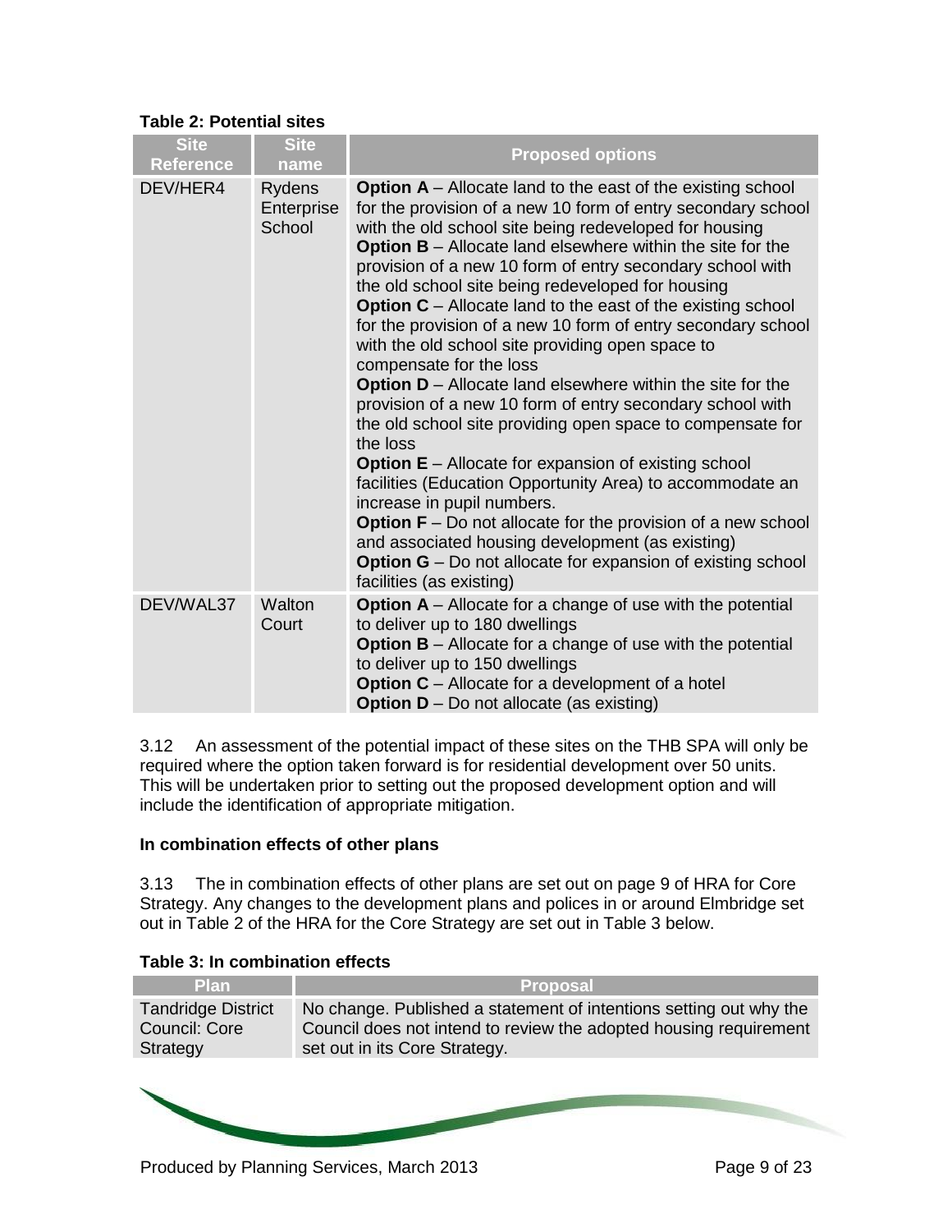**Table 2: Potential sites**

| Site Reference | Site name | Proposed options |
|---|---|---|
| DEV/HER4 | Rydens Enterprise School | **Option A** – Allocate land to the east of the existing school for the provision of a new 10 form of entry secondary school with the old school site being redeveloped for housing<br>**Option B** – Allocate land elsewhere within the site for the provision of a new 10 form of entry secondary school with the old school site being redeveloped for housing<br>**Option C** – Allocate land to the east of the existing school for the provision of a new 10 form of entry secondary school with the old school site providing open space to compensate for the loss<br>**Option D** – Allocate land elsewhere within the site for the provision of a new 10 form of entry secondary school with the old school site providing open space to compensate for the loss<br>**Option E** – Allocate for expansion of existing school facilities (Education Opportunity Area) to accommodate an increase in pupil numbers.<br>**Option F** – Do not allocate for the provision of a new school and associated housing development (as existing)<br>**Option G** – Do not allocate for expansion of existing school facilities (as existing) |
| DEV/WAL37 | Walton Court | **Option A** – Allocate for a change of use with the potential to deliver up to 180 dwellings<br>**Option B** – Allocate for a change of use with the potential to deliver up to 150 dwellings<br>**Option C** – Allocate for a development of a hotel<br>**Option D** – Do not allocate (as existing) |

3.12 An assessment of the potential impact of these sites on the THB SPA will only be required where the option taken forward is for residential development over 50 units. This will be undertaken prior to setting out the proposed development option and will include the identification of appropriate mitigation.

**In combination effects of other plans**

3.13 The in combination effects of other plans are set out on page 9 of HRA for Core Strategy. Any changes to the development plans and polices in or around Elmbridge set out in Table 2 of the HRA for the Core Strategy are set out in Table 3 below.

**Table 3: In combination effects**

| Plan | Proposal |
|---|---|
| Tandridge District Council: Core Strategy | No change. Published a statement of intentions setting out why the Council does not intend to review the adopted housing requirement set out in its Core Strategy. |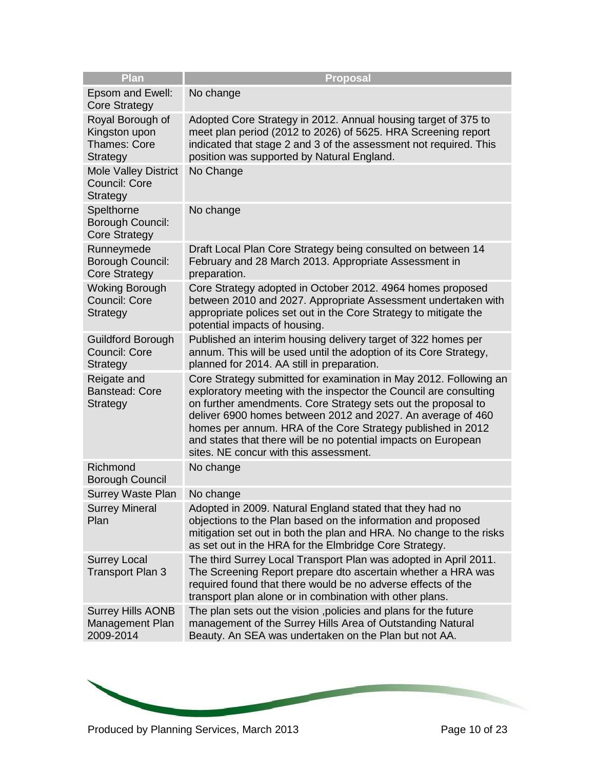| Plan | Proposal |
| --- | --- |
| Epsom and Ewell: Core Strategy | No change |
| Royal Borough of Kingston upon Thames: Core Strategy | Adopted Core Strategy in 2012. Annual housing target of 375 to meet plan period (2012 to 2026) of 5625. HRA Screening report indicated that stage 2 and 3 of the assessment not required. This position was supported by Natural England. |
| Mole Valley District Council: Core Strategy | No Change |
| Spelthorne Borough Council: Core Strategy | No change |
| Runneymede Borough Council: Core Strategy | Draft Local Plan Core Strategy being consulted on between 14 February and 28 March 2013. Appropriate Assessment in preparation. |
| Woking Borough Council: Core Strategy | Core Strategy adopted in October 2012. 4964 homes proposed between 2010 and 2027. Appropriate Assessment undertaken with appropriate polices set out in the Core Strategy to mitigate the potential impacts of housing. |
| Guildford Borough Council: Core Strategy | Published an interim housing delivery target of 322 homes per annum. This will be used until the adoption of its Core Strategy, planned for 2014. AA still in preparation. |
| Reigate and Banstead: Core Strategy | Core Strategy submitted for examination in May 2012. Following an exploratory meeting with the inspector the Council are consulting on further amendments. Core Strategy sets out the proposal to deliver 6900 homes between 2012 and 2027. An average of 460 homes per annum. HRA of the Core Strategy published in 2012 and states that there will be no potential impacts on European sites. NE concur with this assessment. |
| Richmond Borough Council | No change |
| Surrey Waste Plan | No change |
| Surrey Mineral Plan | Adopted in 2009. Natural England stated that they had no objections to the Plan based on the information and proposed mitigation set out in both the plan and HRA. No change to the risks as set out in the HRA for the Elmbridge Core Strategy. |
| Surrey Local Transport Plan 3 | The third Surrey Local Transport Plan was adopted in April 2011. The Screening Report prepare dto ascertain whether a HRA was required found that there would be no adverse effects of the transport plan alone or in combination with other plans. |
| Surrey Hills AONB Management Plan 2009-2014 | The plan sets out the vision ,policies and plans for the future management of the Surrey Hills Area of Outstanding Natural Beauty. An SEA was undertaken on the Plan but not AA. |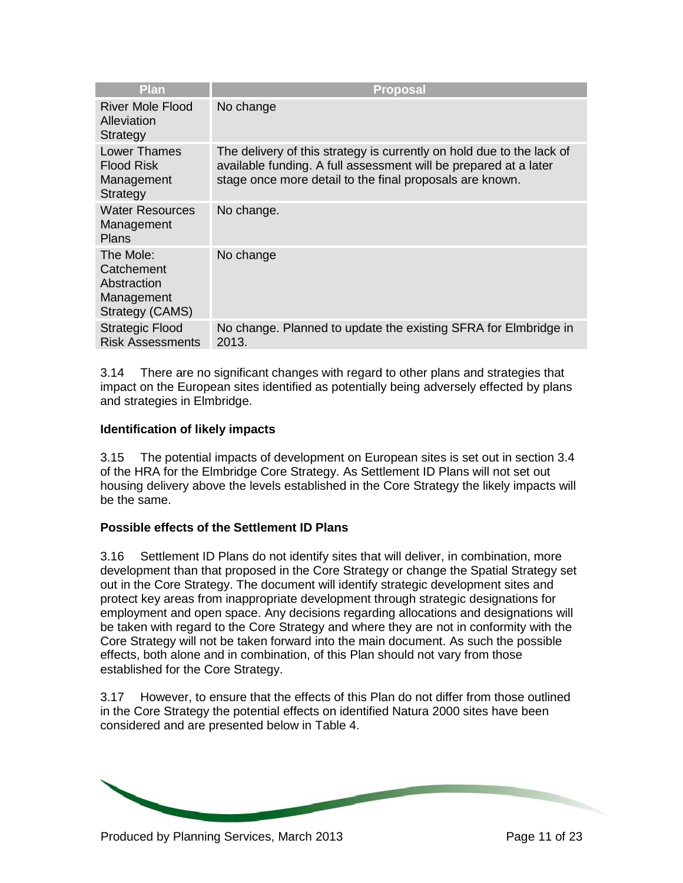| Plan | Proposal |
|---|---|
| River Mole Flood Alleviation Strategy | No change |
| Lower Thames Flood Risk Management Strategy | The delivery of this strategy is currently on hold due to the lack of available funding. A full assessment will be prepared at a later stage once more detail to the final proposals are known. |
| Water Resources Management Plans | No change. |
| The Mole: Catchement Abstraction Management Strategy (CAMS) | No change |
| Strategic Flood Risk Assessments | No change. Planned to update the existing SFRA for Elmbridge in 2013. |

3.14 There are no significant changes with regard to other plans and strategies that impact on the European sites identified as potentially being adversely effected by plans and strategies in Elmbridge.

**Identification of likely impacts**

3.15 The potential impacts of development on European sites is set out in section 3.4 of the HRA for the Elmbridge Core Strategy. As Settlement ID Plans will not set out housing delivery above the levels established in the Core Strategy the likely impacts will be the same.

**Possible effects of the Settlement ID Plans**

3.16 Settlement ID Plans do not identify sites that will deliver, in combination, more development than that proposed in the Core Strategy or change the Spatial Strategy set out in the Core Strategy. The document will identify strategic development sites and protect key areas from inappropriate development through strategic designations for employment and open space. Any decisions regarding allocations and designations will be taken with regard to the Core Strategy and where they are not in conformity with the Core Strategy will not be taken forward into the main document. As such the possible effects, both alone and in combination, of this Plan should not vary from those established for the Core Strategy.

3.17 However, to ensure that the effects of this Plan do not differ from those outlined in the Core Strategy the potential effects on identified Natura 2000 sites have been considered and are presented below in Table 4.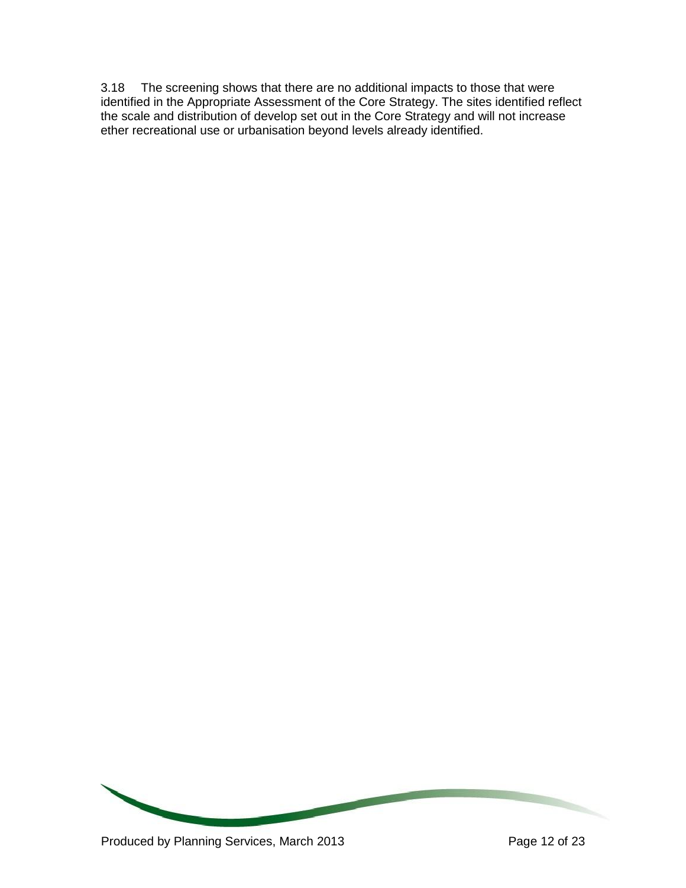3.18 The screening shows that there are no additional impacts to those that were identified in the Appropriate Assessment of the Core Strategy. The sites identified reflect the scale and distribution of develop set out in the Core Strategy and will not increase ether recreational use or urbanisation beyond levels already identified.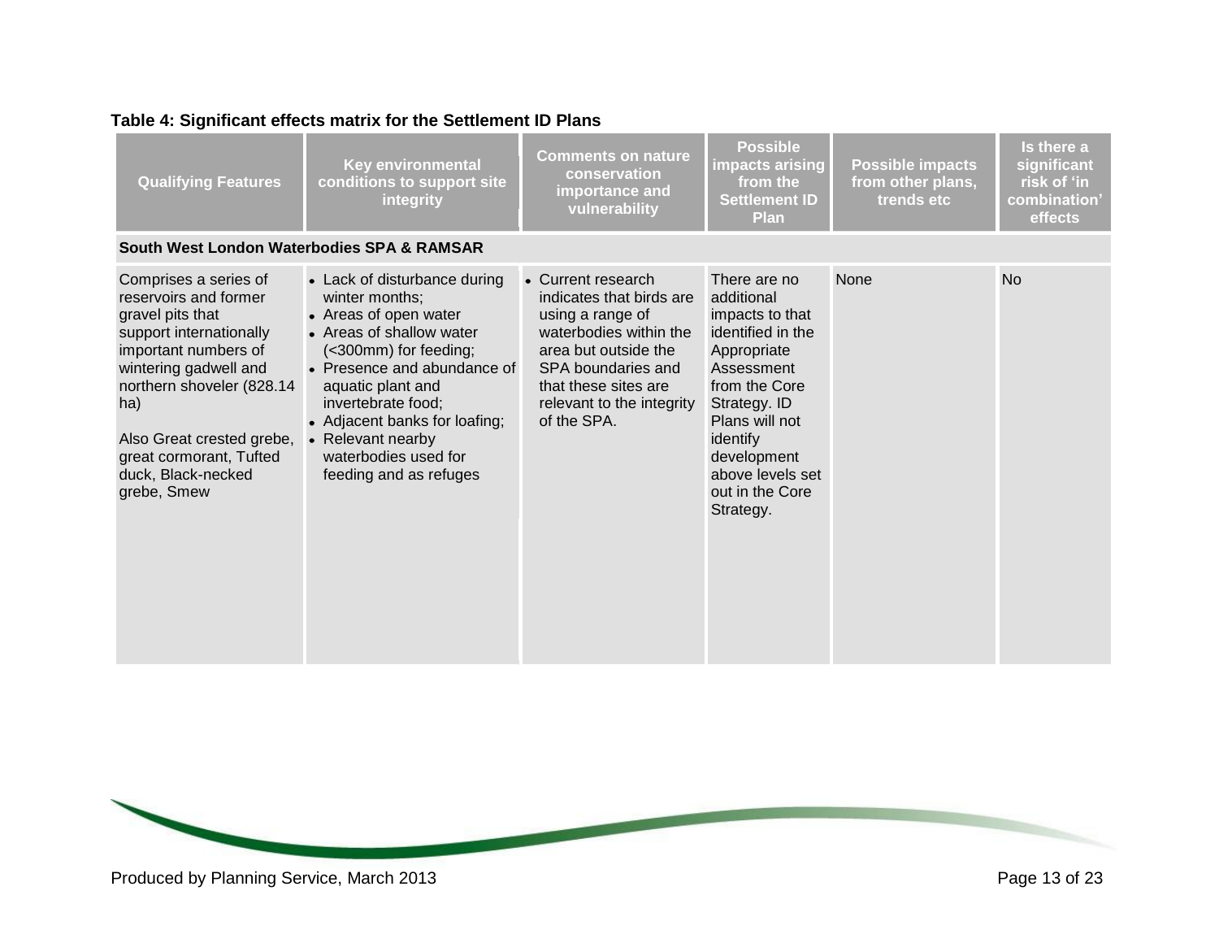**Table 4: Significant effects matrix for the Settlement ID Plans**

| Qualifying Features | Key environmental conditions to support site integrity | Comments on nature conservation importance and vulnerability | Possible impacts arising from the Settlement ID Plan | Possible impacts from other plans, trends etc | Is there a significant risk of 'in combination' effects |
|---|---|---|---|---|---|
| **South West London Waterbodies SPA & RAMSAR** | | | | | |
| Comprises a series of reservoirs and former gravel pits that support internationally important numbers of wintering gadwell and northern shoveler (828.14 ha)<br><br>Also Great crested grebe, great cormorant, Tufted duck, Black-necked grebe, Smew | • Lack of disturbance during winter months;<br>• Areas of open water<br>• Areas of shallow water (<300mm) for feeding;<br>• Presence and abundance of aquatic plant and invertebrate food;<br>• Adjacent banks for loafing;<br>• Relevant nearby waterbodies used for feeding and as refuges | • Current research indicates that birds are using a range of waterbodies within the area but outside the SPA boundaries and that these sites are relevant to the integrity of the SPA. | There are no additional impacts to that identified in the Appropriate Assessment from the Core Strategy. ID Plans will not identify development above levels set out in the Core Strategy. | None | No |

Produced by Planning Service, March 2013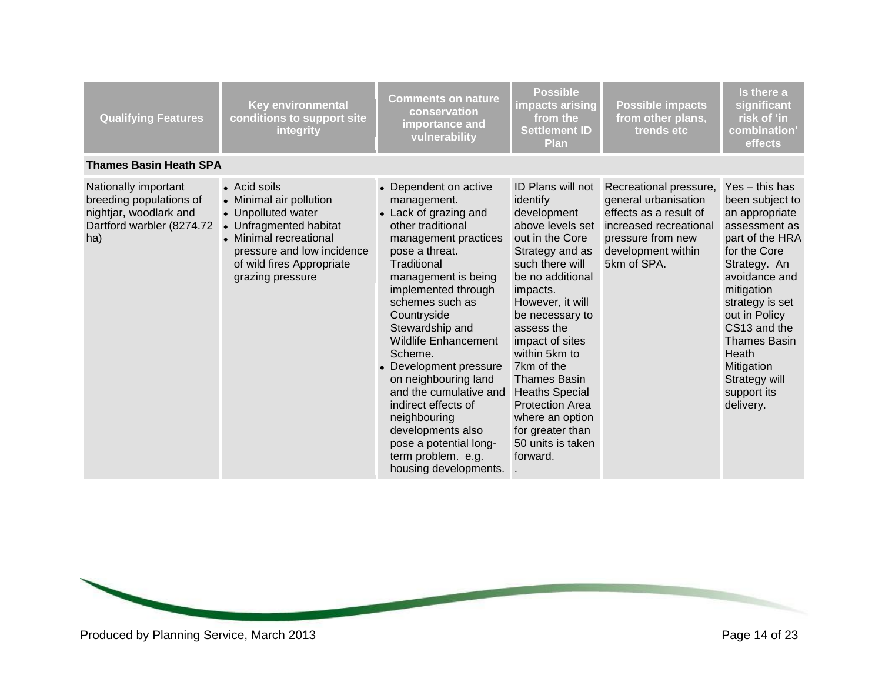| Qualifying Features | Key environmental conditions to support site integrity | Comments on nature conservation importance and vulnerability | Possible impacts arising from the Settlement ID Plan | Possible impacts from other plans, trends etc | Is there a significant risk of 'in combination' effects |
|---|---|---|---|---|---|
| **Thames Basin Heath SPA** | | | | | |
| Nationally important breeding populations of nightjar, woodlark and Dartford warbler (8274.72 ha) | • Acid soils<br>• Minimal air pollution<br>• Unpolluted water<br>• Unfragmented habitat<br>• Minimal recreational pressure and low incidence of wild fires Appropriate grazing pressure | • Dependent on active management.<br>• Lack of grazing and other traditional management practices pose a threat. Traditional management is being implemented through schemes such as Countryside Stewardship and Wildlife Enhancement Scheme.<br>• Development pressure on neighbouring land and the cumulative and indirect effects of neighbouring developments also pose a potential long-term problem. e.g. housing developments. | ID Plans will not identify development above levels set out in the Core Strategy and as such there will be no additional impacts. However, it will be necessary to assess the impact of sites within 5km to 7km of the Thames Basin Heaths Special Protection Area where an option for greater than 50 units is taken forward.<br>. | Recreational pressure, general urbanisation effects as a result of increased recreational pressure from new development within 5km of SPA. | Yes – this has been subject to an appropriate assessment as part of the HRA for the Core Strategy. An avoidance and mitigation strategy is set out in Policy CS13 and the Thames Basin Heath Mitigation Strategy will support its delivery. |

Produced by Planning Service, March 2013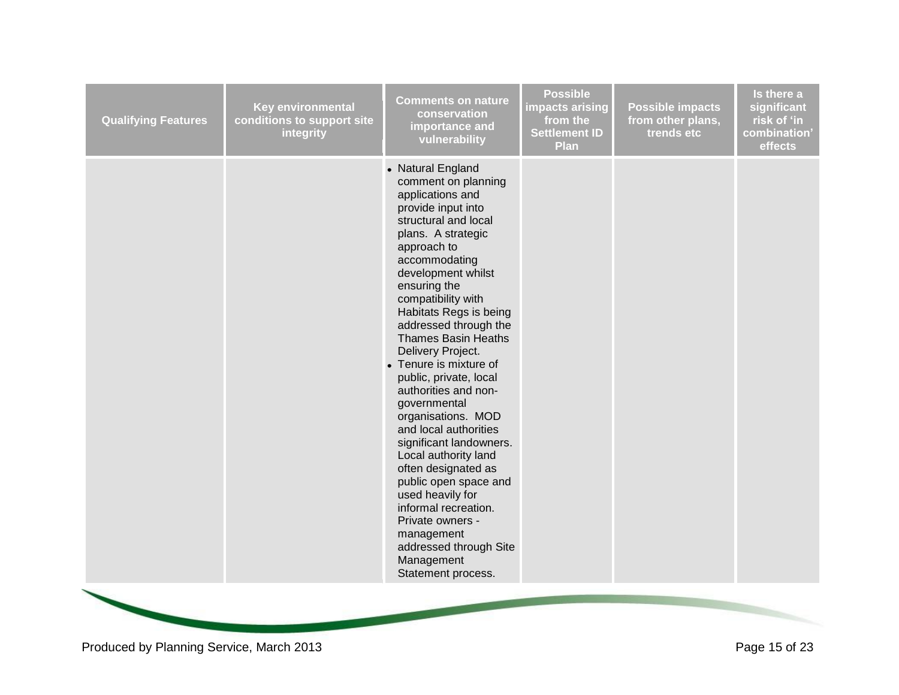| Qualifying Features | Key environmental conditions to support site integrity | Comments on nature conservation importance and vulnerability | Possible impacts arising from the Settlement ID Plan | Possible impacts from other plans, trends etc | Is there a significant risk of 'in combination' effects |
|---|---|---|---|---|---|
| | | • Natural England comment on planning applications and provide input into structural and local plans. A strategic approach to accommodating development whilst ensuring the compatibility with Habitats Regs is being addressed through the Thames Basin Heaths Delivery Project.<br>• Tenure is mixture of public, private, local authorities and non-governmental organisations. MOD and local authorities significant landowners. Local authority land often designated as public open space and used heavily for informal recreation. Private owners - management addressed through Site Management Statement process. | | | |

Produced by Planning Service, March 2013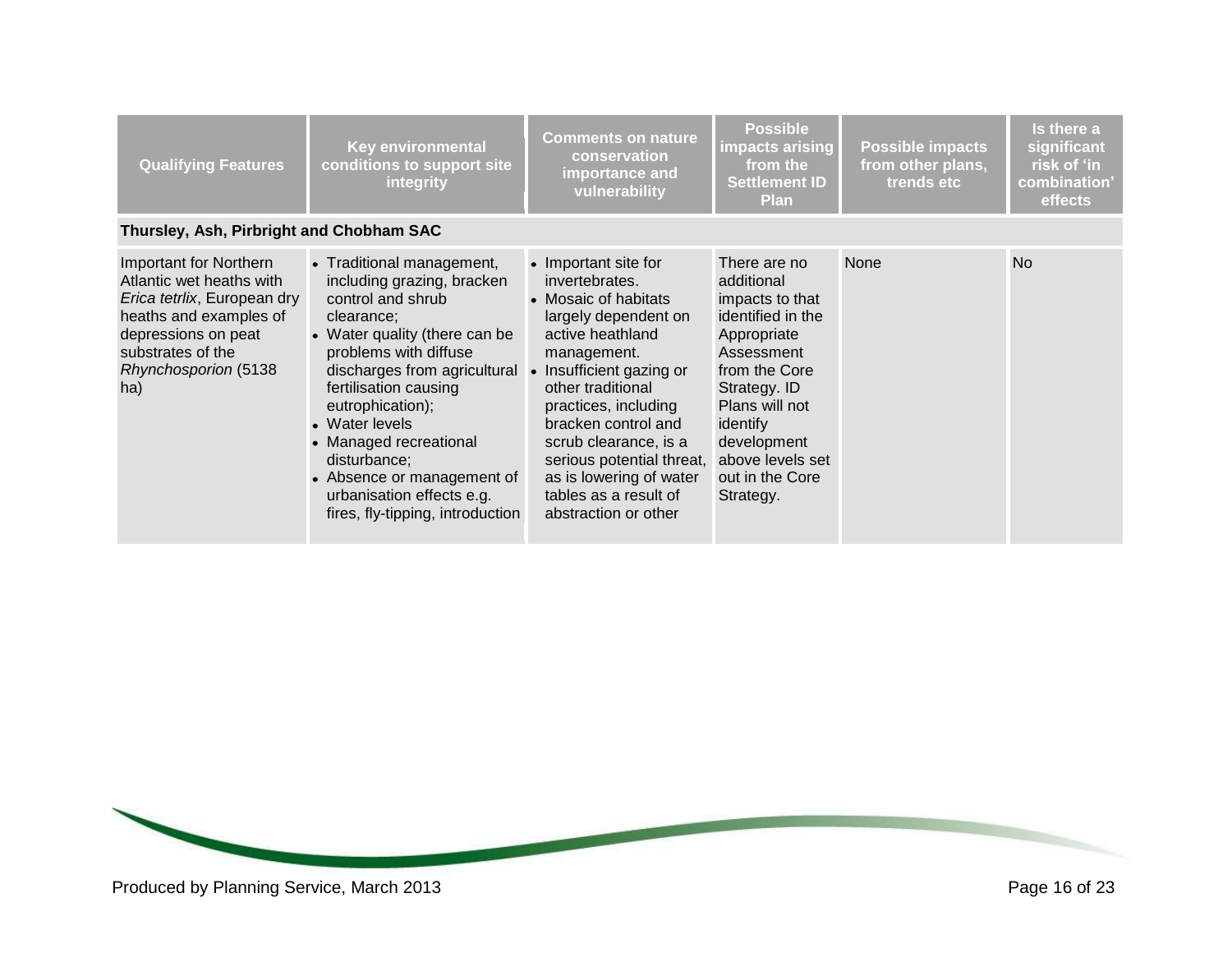| Qualifying Features | Key environmental conditions to support site integrity | Comments on nature conservation importance and vulnerability | Possible impacts arising from the Settlement ID Plan | Possible impacts from other plans, trends etc | Is there a significant risk of 'in combination' effects |
|---|---|---|---|---|---|
| **Thursley, Ash, Pirbright and Chobham SAC** | | | | | |
| Important for Northern Atlantic wet heaths with *Erica tetrlix*, European dry heaths and examples of depressions on peat substrates of the *Rhynchosporion* (5138 ha) | • Traditional management, including grazing, bracken control and shrub clearance;<br>• Water quality (there can be problems with diffuse discharges from agricultural fertilisation causing eutrophication);<br>• Water levels<br>• Managed recreational disturbance;<br>• Absence or management of urbanisation effects e.g. fires, fly-tipping, introduction | • Important site for invertebrates.<br>• Mosaic of habitats largely dependent on active heathland management.<br>• Insufficient gazing or other traditional practices, including bracken control and scrub clearance, is a serious potential threat, as is lowering of water tables as a result of abstraction or other | There are no additional impacts to that identified in the Appropriate Assessment from the Core Strategy. ID Plans will not identify development above levels set out in the Core Strategy. | None | No |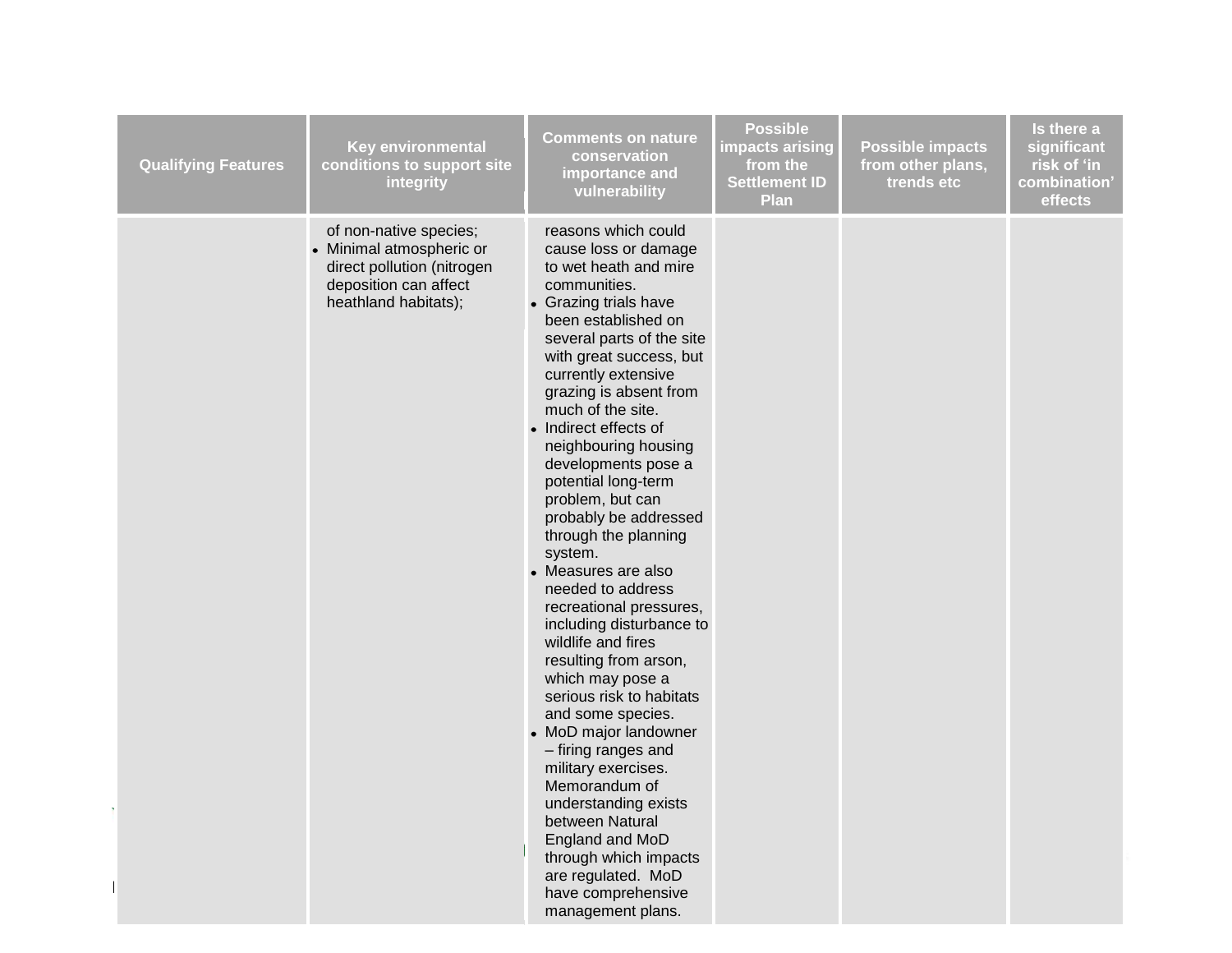| Qualifying Features | Key environmental conditions to support site integrity | Comments on nature conservation importance and vulnerability | Possible impacts arising from the Settlement ID Plan | Possible impacts from other plans, trends etc | Is there a significant risk of 'in combination' effects |
|---|---|---|---|---|---|
| | of non-native species;<br>• Minimal atmospheric or direct pollution (nitrogen deposition can affect heathland habitats); | reasons which could cause loss or damage to wet heath and mire communities.<br>• Grazing trials have been established on several parts of the site with great success, but currently extensive grazing is absent from much of the site.<br>• Indirect effects of neighbouring housing developments pose a potential long-term problem, but can probably be addressed through the planning system.<br>• Measures are also needed to address recreational pressures, including disturbance to wildlife and fires resulting from arson, which may pose a serious risk to habitats and some species.<br>• MoD major landowner – firing ranges and military exercises. Memorandum of understanding exists between Natural England and MoD through which impacts are regulated. MoD have comprehensive management plans. | | | |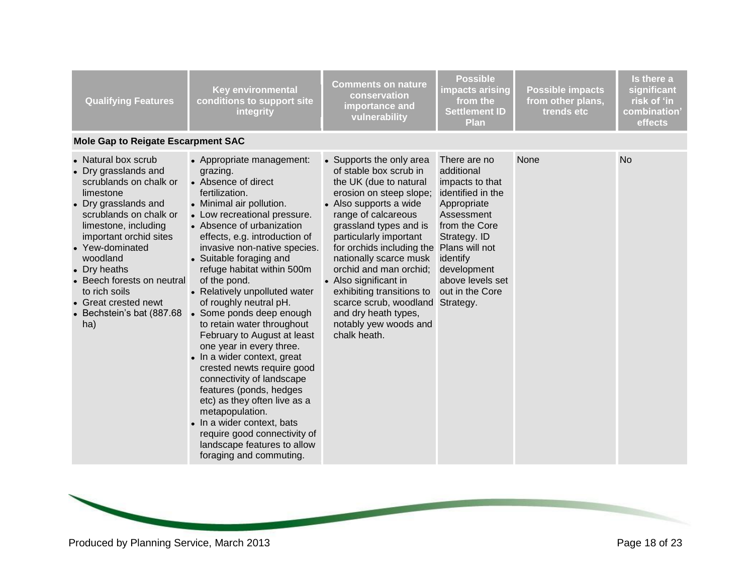| Qualifying Features | Key environmental conditions to support site integrity | Comments on nature conservation importance and vulnerability | Possible impacts arising from the Settlement ID Plan | Possible impacts from other plans, trends etc | Is there a significant risk of 'in combination' effects |
|---|---|---|---|---|---|
| **Mole Gap to Reigate Escarpment SAC** | | | | | |
| • Natural box scrub<br>• Dry grasslands and scrublands on chalk or limestone<br>• Dry grasslands and scrublands on chalk or limestone, including important orchid sites<br>• Yew-dominated woodland<br>• Dry heaths<br>• Beech forests on neutral to rich soils<br>• Great crested newt<br>• Bechstein's bat (887.68 ha) | • Appropriate management: grazing.<br>• Absence of direct fertilization.<br>• Minimal air pollution.<br>• Low recreational pressure.<br>• Absence of urbanization effects, e.g. introduction of invasive non-native species.<br>• Suitable foraging and refuge habitat within 500m of the pond.<br>• Relatively unpolluted water of roughly neutral pH.<br>• Some ponds deep enough to retain water throughout February to August at least one year in every three.<br>• In a wider context, great crested newts require good connectivity of landscape features (ponds, hedges etc) as they often live as a metapopulation.<br>• In a wider context, bats require good connectivity of landscape features to allow foraging and commuting. | • Supports the only area of stable box scrub in the UK (due to natural erosion on steep slope;<br>• Also supports a wide range of calcareous grassland types and is particularly important for orchids including the nationally scarce musk orchid and man orchid;<br>• Also significant in exhibiting transitions to scarce scrub, woodland and dry heath types, notably yew woods and chalk heath. | There are no additional impacts to that identified in the Appropriate Assessment from the Core Strategy. ID Plans will not identify development above levels set out in the Core Strategy. | None | No |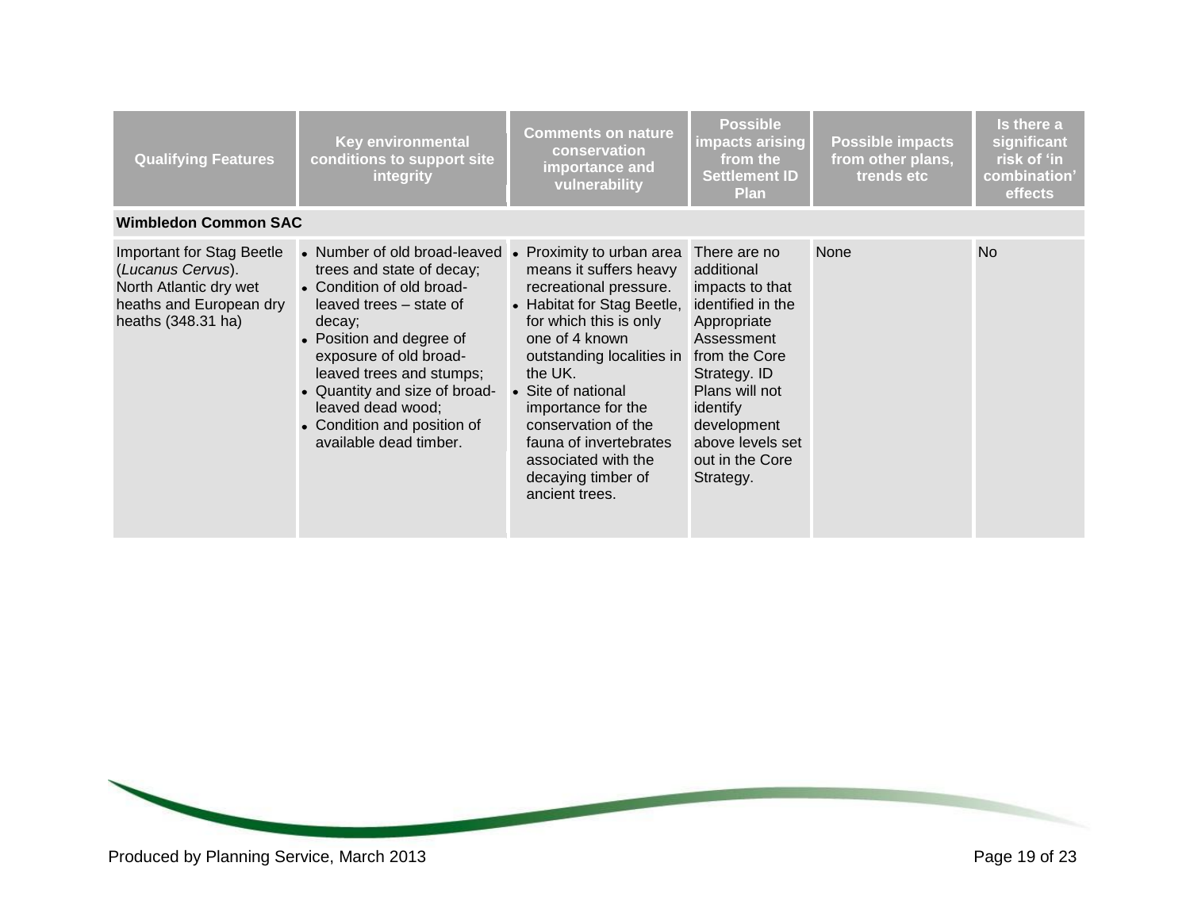| Qualifying Features | Key environmental conditions to support site integrity | Comments on nature conservation importance and vulnerability | Possible impacts arising from the Settlement ID Plan | Possible impacts from other plans, trends etc | Is there a significant risk of 'in combination' effects |
|---|---|---|---|---|---|
| **Wimbledon Common SAC** | | | | | |
| Important for Stag Beetle (*Lucanus Cervus*). North Atlantic dry wet heaths and European dry heaths (348.31 ha) | • Number of old broad-leaved trees and state of decay; • Condition of old broad-leaved trees – state of decay; • Position and degree of exposure of old broad-leaved trees and stumps; • Quantity and size of broad-leaved dead wood; • Condition and position of available dead timber. | • Proximity to urban area means it suffers heavy recreational pressure. • Habitat for Stag Beetle, for which this is only one of 4 known outstanding localities in the UK. • Site of national importance for the conservation of the fauna of invertebrates associated with the decaying timber of ancient trees. | There are no additional impacts to that identified in the Appropriate Assessment from the Core Strategy. ID Plans will not identify development above levels set out in the Core Strategy. | None | No |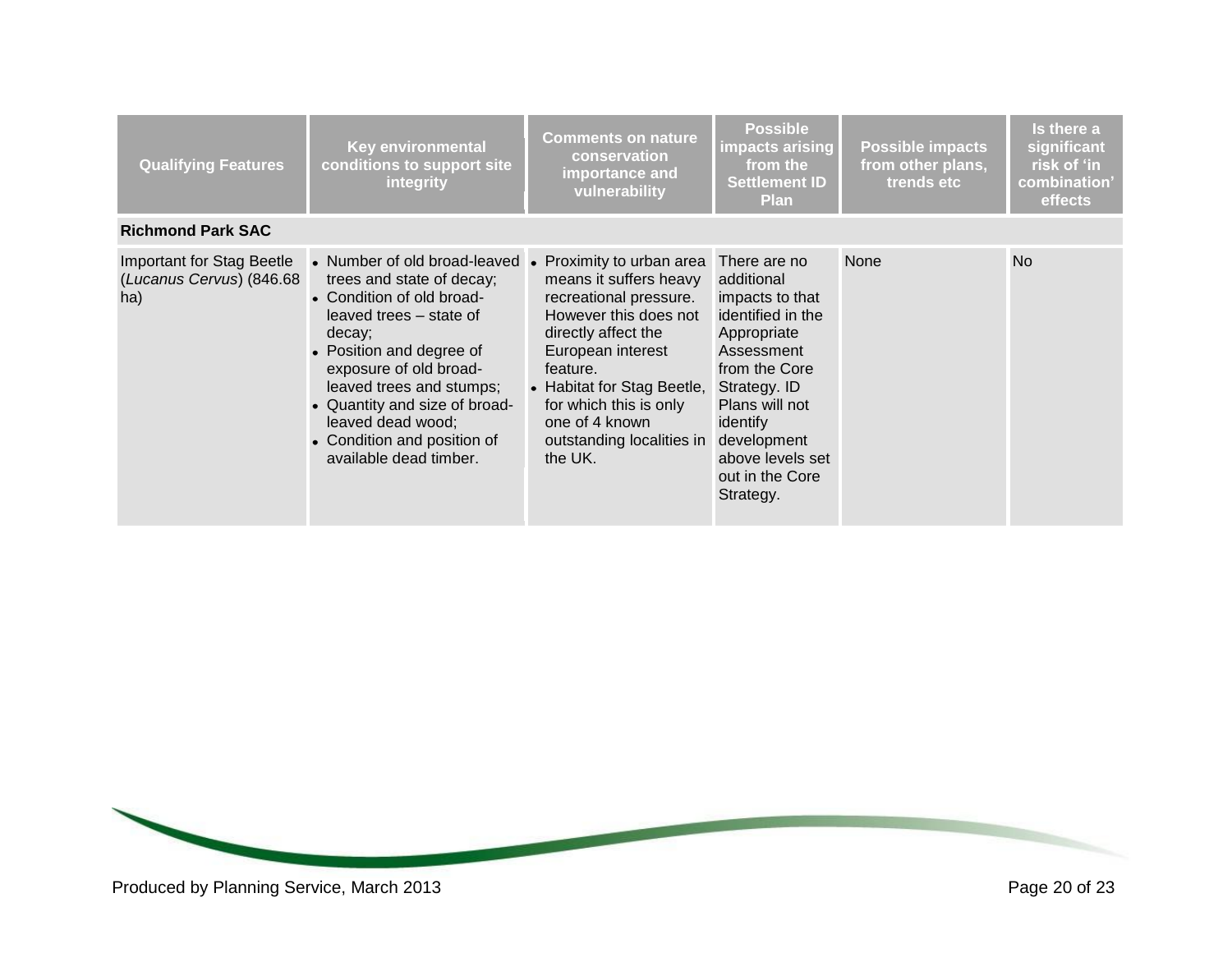| Qualifying Features | Key environmental conditions to support site integrity | Comments on nature conservation importance and vulnerability | Possible impacts arising from the Settlement ID Plan | Possible impacts from other plans, trends etc | Is there a significant risk of 'in combination' effects |
|---|---|---|---|---|---|
| **Richmond Park SAC** | | | | | |
| Important for Stag Beetle (*Lucanus Cervus*) (846.68 ha) | • Number of old broad-leaved trees and state of decay;<br>• Condition of old broad-leaved trees – state of decay;<br>• Position and degree of exposure of old broad-leaved trees and stumps;<br>• Quantity and size of broad-leaved dead wood;<br>• Condition and position of available dead timber. | • Proximity to urban area means it suffers heavy recreational pressure. However this does not directly affect the European interest feature.<br>• Habitat for Stag Beetle, for which this is only one of 4 known outstanding localities in the UK. | There are no additional impacts to that identified in the Appropriate Assessment from the Core Strategy. ID Plans will not identify development above levels set out in the Core Strategy. | None | No |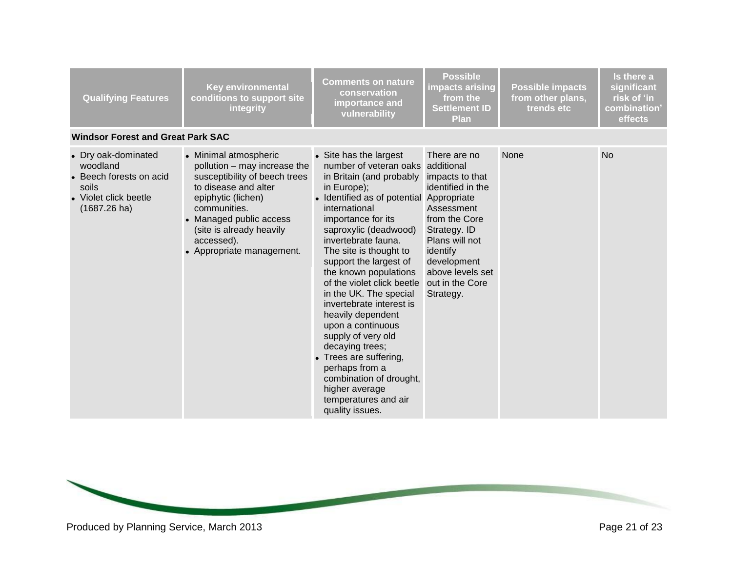| Qualifying Features | Key environmental conditions to support site integrity | Comments on nature conservation importance and vulnerability | Possible impacts arising from the Settlement ID Plan | Possible impacts from other plans, trends etc | Is there a significant risk of 'in combination' effects |
|---|---|---|---|---|---|
| **Windsor Forest and Great Park SAC** | | | | | |
| • Dry oak-dominated woodland<br>• Beech forests on acid soils<br>• Violet click beetle (1687.26 ha) | • Minimal atmospheric pollution – may increase the susceptibility of beech trees to disease and alter epiphytic (lichen) communities.<br>• Managed public access (site is already heavily accessed).<br>• Appropriate management. | • Site has the largest number of veteran oaks in Britain (and probably in Europe);<br>• Identified as of potential international importance for its saproxylic (deadwood) invertebrate fauna. The site is thought to support the largest of the known populations of the violet click beetle in the UK. The special invertebrate interest is heavily dependent upon a continuous supply of very old decaying trees;<br>• Trees are suffering, perhaps from a combination of drought, higher average temperatures and air quality issues. | There are no additional impacts to that identified in the Appropriate Assessment from the Core Strategy. ID Plans will not identify development above levels set out in the Core Strategy. | None | No |

Produced by Planning Service, March 2013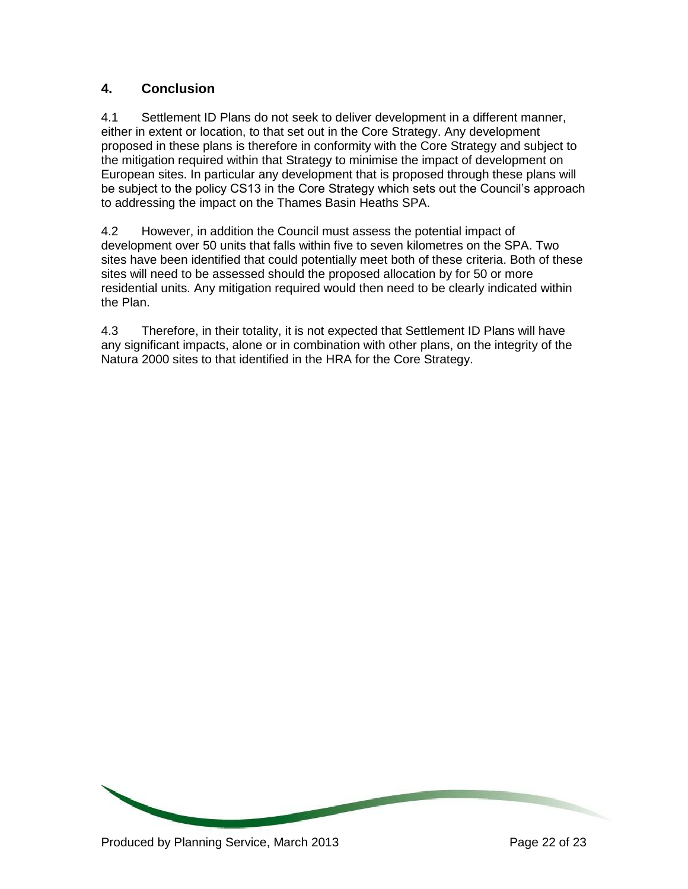## 4. Conclusion

4.1 Settlement ID Plans do not seek to deliver development in a different manner, either in extent or location, to that set out in the Core Strategy. Any development proposed in these plans is therefore in conformity with the Core Strategy and subject to the mitigation required within that Strategy to minimise the impact of development on European sites. In particular any development that is proposed through these plans will be subject to the policy CS13 in the Core Strategy which sets out the Council's approach to addressing the impact on the Thames Basin Heaths SPA.

4.2 However, in addition the Council must assess the potential impact of development over 50 units that falls within five to seven kilometres on the SPA. Two sites have been identified that could potentially meet both of these criteria. Both of these sites will need to be assessed should the proposed allocation by for 50 or more residential units. Any mitigation required would then need to be clearly indicated within the Plan.

4.3 Therefore, in their totality, it is not expected that Settlement ID Plans will have any significant impacts, alone or in combination with other plans, on the integrity of the Natura 2000 sites to that identified in the HRA for the Core Strategy.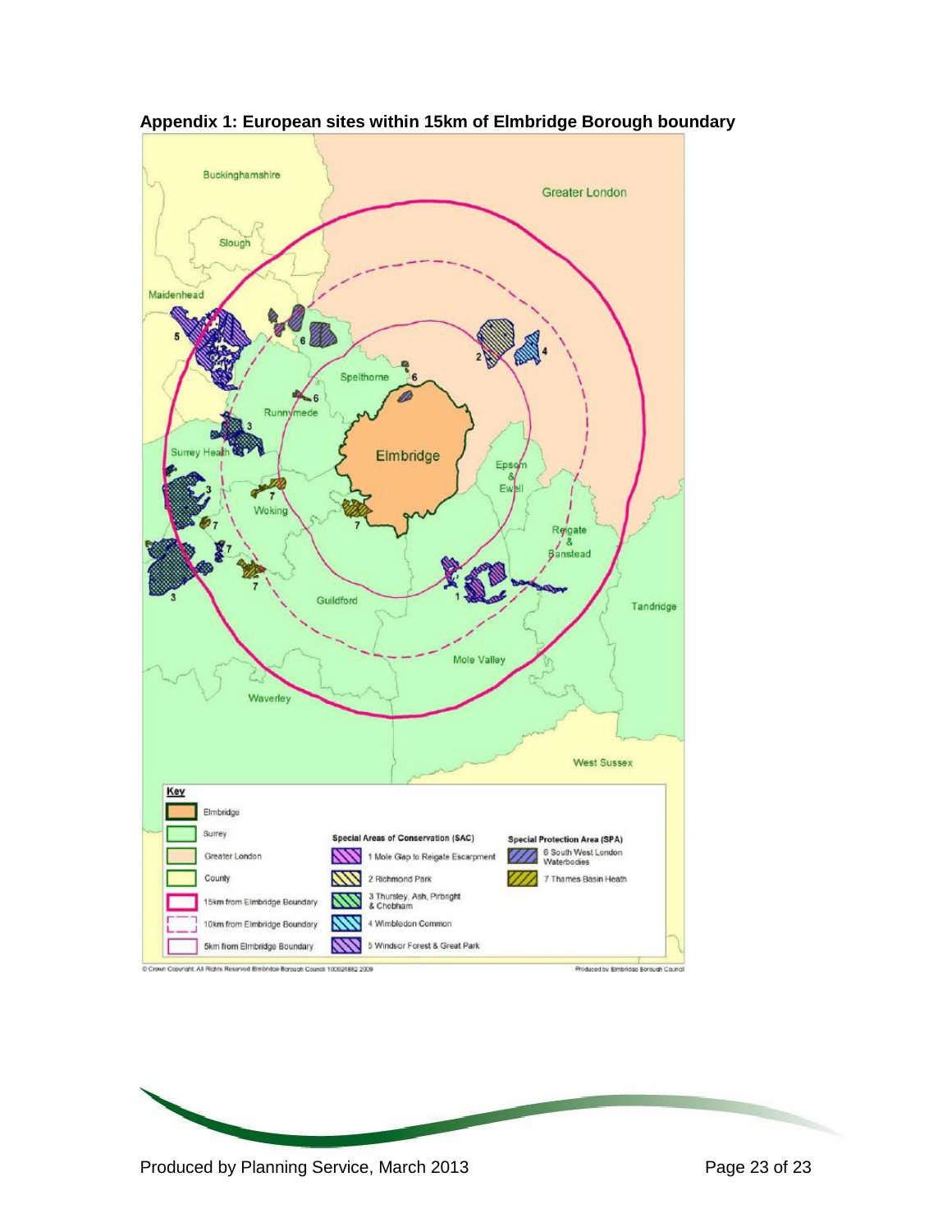## Appendix 1: European sites within 15km of Elmbridge Borough boundary

Buckinghamshire

Greater London

Slough

Maidenhead

Spelthorne

Runnymede

Surrey Heath

Elmbridge

Epsom & Ewell

Woking

Reigate & Banstead

Guildford

Tandridge

Mole Valley

Waverley

West Sussex

**Key**

Elmbridge

Surrey

Greater London

County

15km from Elmbridge Boundary

10km from Elmbridge Boundary

5km from Elmbridge Boundary

**Special Areas of Conservation (SAC)**

1 Mole Gap to Reigate Escarpment

2 Richmond Park

3 Thursley, Ash, Pirbright & Chobham

4 Wimbledon Common

5 Windsor Forest & Great Park

**Special Protection Area (SPA)**

6 South West London Waterbodies

7 Thames Basin Heath

© Crown Copyright. All Rights Reserved Elmbridge Borough Council 100024882 2009

Produced by Elmbridge Borough Council

Produced by Planning Service, March 2013